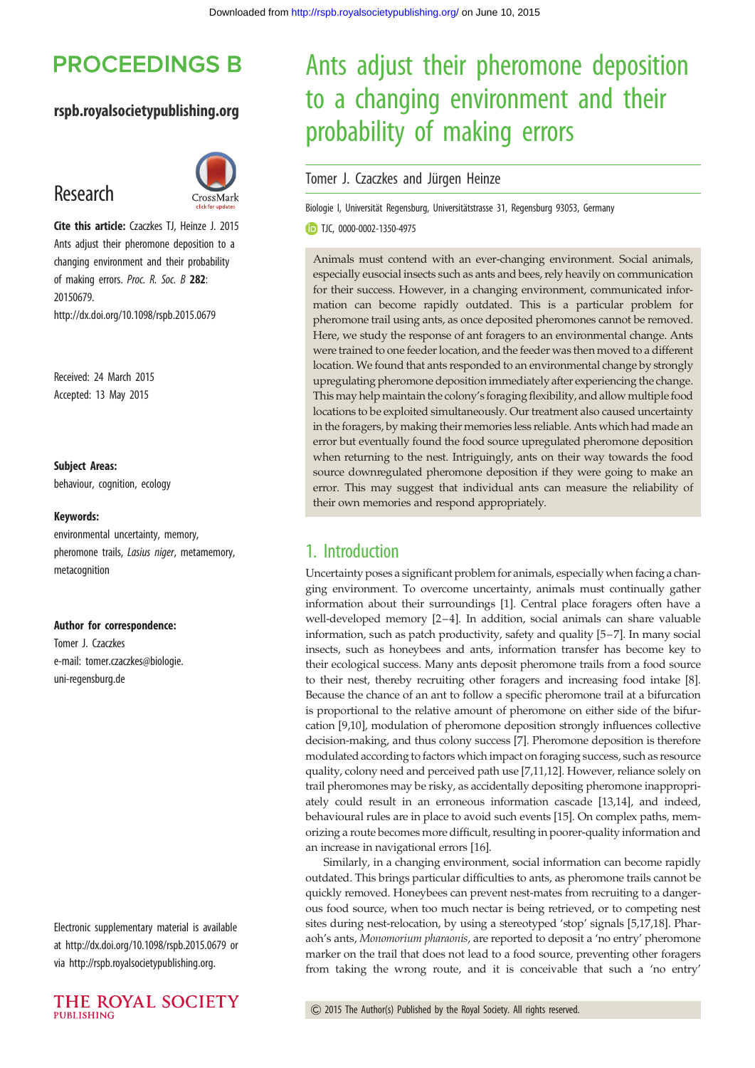# Ants adjust their pheromone deposition to a changing environment and their probability of making errors

Tomer J. Czaczkes and Jürgen Heinze

Biologie I, Universität Regensburg, Universitätstrasse 31, Regensburg 93053, Germany

TJC, 0000-0002-1350-4975

**Cite this article:** Czaczkes TJ, Heinze J. 2015 Ants adjust their pheromone deposition to a changing environment and their probability of making errors. *Proc. R. Soc. B* **282**: 20150679. http://dx.doi.org/10.1098/rspb.2015.0679

Received: 24 March 2015
Accepted: 13 May 2015

**Subject Areas:**
behaviour, cognition, ecology

**Keywords:**
environmental uncertainty, memory, pheromone trails, *Lasius niger*, metamemory, metacognition

**Author for correspondence:**
Tomer J. Czaczkes
e-mail: tomer.czaczkes@biologie.uni-regensburg.de

Electronic supplementary material is available at http://dx.doi.org/10.1098/rspb.2015.0679 or via http://rspb.royalsocietypublishing.org.

Animals must contend with an ever-changing environment. Social animals, especially eusocial insects such as ants and bees, rely heavily on communication for their success. However, in a changing environment, communicated information can become rapidly outdated. This is a particular problem for pheromone trail using ants, as once deposited pheromones cannot be removed. Here, we study the response of ant foragers to an environmental change. Ants were trained to one feeder location, and the feeder was then moved to a different location. We found that ants responded to an environmental change by strongly upregulating pheromone deposition immediately after experiencing the change. This may help maintain the colony's foraging flexibility, and allow multiple food locations to be exploited simultaneously. Our treatment also caused uncertainty in the foragers, by making their memories less reliable. Ants which had made an error but eventually found the food source upregulated pheromone deposition when returning to the nest. Intriguingly, ants on their way towards the food source downregulated pheromone deposition if they were going to make an error. This may suggest that individual ants can measure the reliability of their own memories and respond appropriately.

## 1. Introduction

Uncertainty poses a significant problem for animals, especially when facing a changing environment. To overcome uncertainty, animals must continually gather information about their surroundings [1]. Central place foragers often have a well-developed memory [2–4]. In addition, social animals can share valuable information, such as patch productivity, safety and quality [5–7]. In many social insects, such as honeybees and ants, information transfer has become key to their ecological success. Many ants deposit pheromone trails from a food source to their nest, thereby recruiting other foragers and increasing food intake [8]. Because the chance of an ant to follow a specific pheromone trail at a bifurcation is proportional to the relative amount of pheromone on either side of the bifurcation [9,10], modulation of pheromone deposition strongly influences collective decision-making, and thus colony success [7]. Pheromone deposition is therefore modulated according to factors which impact on foraging success, such as resource quality, colony need and perceived path use [7,11,12]. However, reliance solely on trail pheromones may be risky, as accidentally depositing pheromone inappropriately could result in an erroneous information cascade [13,14], and indeed, behavioural rules are in place to avoid such events [15]. On complex paths, memorizing a route becomes more difficult, resulting in poorer-quality information and an increase in navigational errors [16].

Similarly, in a changing environment, social information can become rapidly outdated. This brings particular difficulties to ants, as pheromone trails cannot be quickly removed. Honeybees can prevent nest-mates from recruiting to a dangerous food source, when too much nectar is being retrieved, or to competing nest sites during nest-relocation, by using a stereotyped 'stop' signals [5,17,18]. Pharaoh's ants, *Monomorium pharaonis*, are reported to deposit a 'no entry' pheromone marker on the trail that does not lead to a food source, preventing other foragers from taking the wrong route, and it is conceivable that such a 'no entry'

© 2015 The Author(s) Published by the Royal Society. All rights reserved.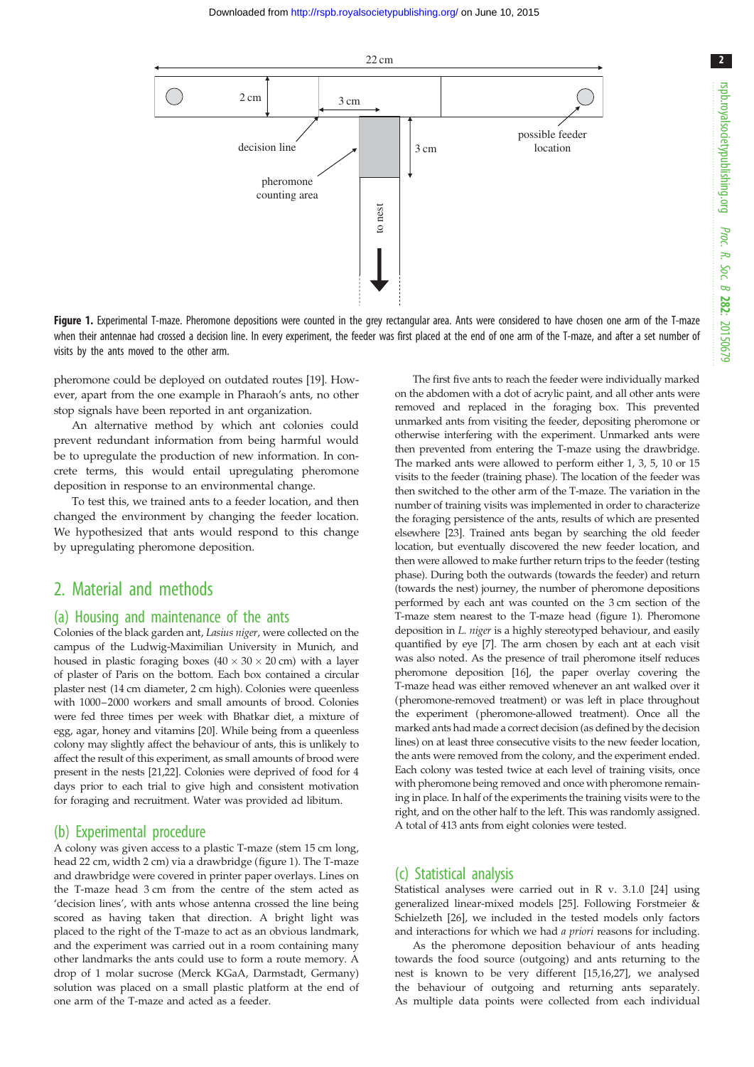**Figure 1.** Experimental T-maze. Pheromone depositions were counted in the grey rectangular area. Ants were considered to have chosen one arm of the T-maze when their antennae had crossed a decision line. In every experiment, the feeder was first placed at the end of one arm of the T-maze, and after a set number of visits by the ants moved to the other arm.

pheromone could be deployed on outdated routes [19]. However, apart from the one example in Pharaoh's ants, no other stop signals have been reported in ant organization.

An alternative method by which ant colonies could prevent redundant information from being harmful would be to upregulate the production of new information. In concrete terms, this would entail upregulating pheromone deposition in response to an environmental change.

To test this, we trained ants to a feeder location, and then changed the environment by changing the feeder location. We hypothesized that ants would respond to this change by upregulating pheromone deposition.

## 2. Material and methods

### (a) Housing and maintenance of the ants

Colonies of the black garden ant, *Lasius niger*, were collected on the campus of the Ludwig-Maximilian University in Munich, and housed in plastic foraging boxes ($40 \times 30 \times 20$ cm) with a layer of plaster of Paris on the bottom. Each box contained a circular plaster nest (14 cm diameter, 2 cm high). Colonies were queenless with 1000–2000 workers and small amounts of brood. Colonies were fed three times per week with Bhatkar diet, a mixture of egg, agar, honey and vitamins [20]. While being from a queenless colony may slightly affect the behaviour of ants, this is unlikely to affect the result of this experiment, as small amounts of brood were present in the nests [21,22]. Colonies were deprived of food for 4 days prior to each trial to give high and consistent motivation for foraging and recruitment. Water was provided ad libitum.

### (b) Experimental procedure

A colony was given access to a plastic T-maze (stem 15 cm long, head 22 cm, width 2 cm) via a drawbridge (figure 1). The T-maze and drawbridge were covered in printer paper overlays. Lines on the T-maze head 3 cm from the centre of the stem acted as 'decision lines', with ants whose antenna crossed the line being scored as having taken that direction. A bright light was placed to the right of the T-maze to act as an obvious landmark, and the experiment was carried out in a room containing many other landmarks the ants could use to form a route memory. A drop of 1 molar sucrose (Merck KGaA, Darmstadt, Germany) solution was placed on a small plastic platform at the end of one arm of the T-maze and acted as a feeder.

The first five ants to reach the feeder were individually marked on the abdomen with a dot of acrylic paint, and all other ants were removed and replaced in the foraging box. This prevented unmarked ants from visiting the feeder, depositing pheromone or otherwise interfering with the experiment. Unmarked ants were then prevented from entering the T-maze using the drawbridge. The marked ants were allowed to perform either 1, 3, 5, 10 or 15 visits to the feeder (training phase). The location of the feeder was then switched to the other arm of the T-maze. The variation in the number of training visits was implemented in order to characterize the foraging persistence of the ants, results of which are presented elsewhere [23]. Trained ants began by searching the old feeder location, but eventually discovered the new feeder location, and then were allowed to make further return trips to the feeder (testing phase). During both the outwards (towards the feeder) and return (towards the nest) journey, the number of pheromone depositions performed by each ant was counted on the 3 cm section of the T-maze stem nearest to the T-maze head (figure 1). Pheromone deposition in *L. niger* is a highly stereotyped behaviour, and easily quantified by eye [7]. The arm chosen by each ant at each visit was also noted. As the presence of trail pheromone itself reduces pheromone deposition [16], the paper overlay covering the T-maze head was either removed whenever an ant walked over it (pheromone-removed treatment) or was left in place throughout the experiment (pheromone-allowed treatment). Once all the marked ants had made a correct decision (as defined by the decision lines) on at least three consecutive visits to the new feeder location, the ants were removed from the colony, and the experiment ended. Each colony was tested twice at each level of training visits, once with pheromone being removed and once with pheromone remaining in place. In half of the experiments the training visits were to the right, and on the other half to the left. This was randomly assigned. A total of 413 ants from eight colonies were tested.

### (c) Statistical analysis

Statistical analyses were carried out in R v. 3.1.0 [24] using generalized linear-mixed models [25]. Following Forstmeier & Schielzeth [26], we included in the tested models only factors and interactions for which we had *a priori* reasons for including.

As the pheromone deposition behaviour of ants heading towards the food source (outgoing) and ants returning to the nest is known to be very different [15,16,27], we analysed the behaviour of outgoing and returning ants separately. As multiple data points were collected from each individual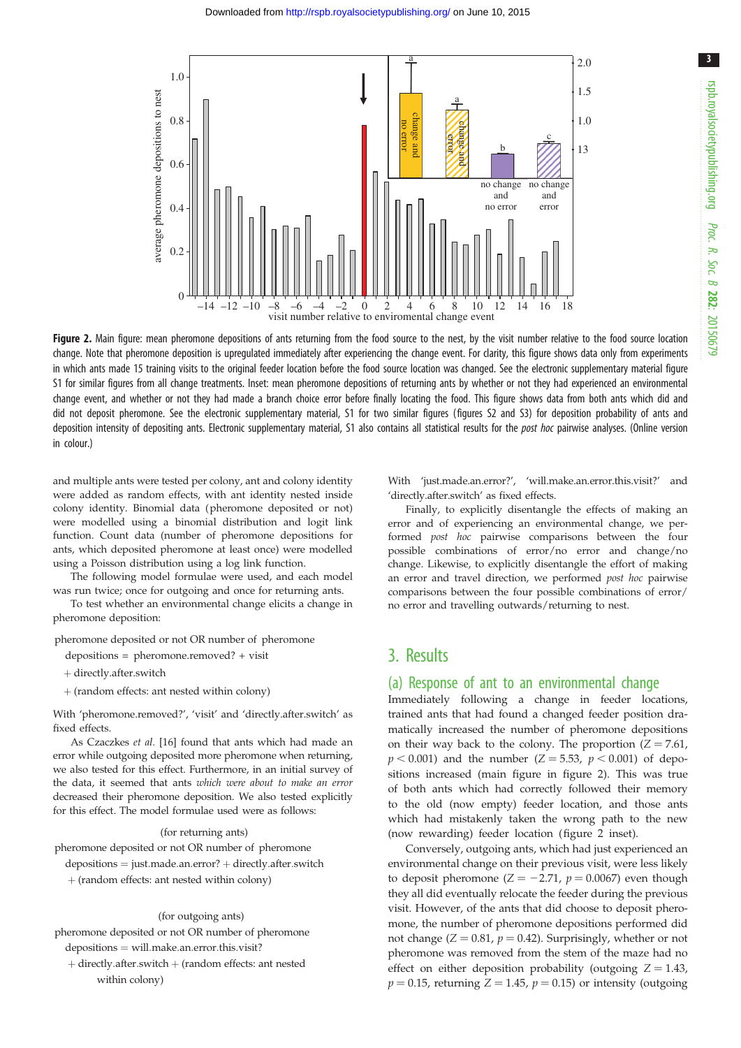**Figure 2.** Main figure: mean pheromone depositions of ants returning from the food source to the nest, by the visit number relative to the food source location change. Note that pheromone deposition is upregulated immediately after experiencing the change event. For clarity, this figure shows data only from experiments in which ants made 15 training visits to the original feeder location before the food source location was changed. See the electronic supplementary material figure S1 for similar figures from all change treatments. Inset: mean pheromone depositions of returning ants by whether or not they had experienced an environmental change event, and whether or not they had made a branch choice error before finally locating the food. This figure shows data from both ants which did and did not deposit pheromone. See the electronic supplementary material, S1 for two similar figures (figures S2 and S3) for deposition probability of ants and deposition intensity of depositing ants. Electronic supplementary material, S1 also contains all statistical results for the *post hoc* pairwise analyses. (Online version in colour.)

and multiple ants were tested per colony, ant and colony identity were added as random effects, with ant identity nested inside colony identity. Binomial data (pheromone deposited or not) were modelled using a binomial distribution and logit link function. Count data (number of pheromone depositions for ants, which deposited pheromone at least once) were modelled using a Poisson distribution using a log link function.

The following model formulae were used, and each model was run twice; once for outgoing and once for returning ants.

To test whether an environmental change elicits a change in pheromone deposition:

pheromone deposited or not OR number of pheromone depositions = pheromone.removed? + visit + directly.after.switch + (random effects: ant nested within colony)

With 'pheromone.removed?', 'visit' and 'directly.after.switch' as fixed effects.

As Czaczkes *et al.* [16] found that ants which had made an error while outgoing deposited more pheromone when returning, we also tested for this effect. Furthermore, in an initial survey of the data, it seemed that ants *which were about to make an error* decreased their pheromone deposition. We also tested explicitly for this effect. The model formulae used were as follows:

(for returning ants)

pheromone deposited or not OR number of pheromone depositions = just.made.an.error? + directly.after.switch + (random effects: ant nested within colony)

(for outgoing ants)

pheromone deposited or not OR number of pheromone depositions = will.make.an.error.this.visit? + directly.after.switch + (random effects: ant nested within colony)

With 'just.made.an.error?', 'will.make.an.error.this.visit?' and 'directly.after.switch' as fixed effects.

Finally, to explicitly disentangle the effects of making an error and of experiencing an environmental change, we performed *post hoc* pairwise comparisons between the four possible combinations of error/no error and change/no change. Likewise, to explicitly disentangle the effort of making an error and travel direction, we performed *post hoc* pairwise comparisons between the four possible combinations of error/no error and travelling outwards/returning to nest.

## 3. Results

### (a) Response of ant to an environmental change

Immediately following a change in feeder locations, trained ants that had found a changed feeder position dramatically increased the number of pheromone depositions on their way back to the colony. The proportion ($Z = 7.61$, $p < 0.001$) and the number ($Z = 5.53$, $p < 0.001$) of depositions increased (main figure in figure 2). This was true of both ants which had correctly followed their memory to the old (now empty) feeder location, and those ants which had mistakenly taken the wrong path to the new (now rewarding) feeder location (figure 2 inset).

Conversely, outgoing ants, which had just experienced an environmental change on their previous visit, were less likely to deposit pheromone ($Z = -2.71$, $p = 0.0067$) even though they all did eventually relocate the feeder during the previous visit. However, of the ants that did choose to deposit pheromone, the number of pheromone depositions performed did not change ($Z = 0.81$, $p = 0.42$). Surprisingly, whether or not pheromone was removed from the stem of the maze had no effect on either deposition probability (outgoing $Z = 1.43$, $p = 0.15$, returning $Z = 1.45$, $p = 0.15$) or intensity (outgoing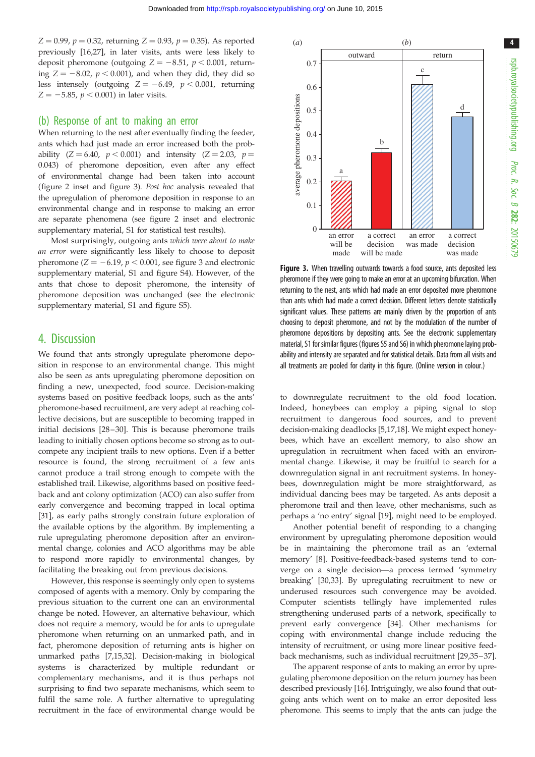$Z = 0.99$, $p = 0.32$, returning $Z = 0.93$, $p = 0.35$). As reported previously [16,27], in later visits, ants were less likely to deposit pheromone (outgoing $Z = -8.51$, $p < 0.001$, returning $Z = -8.02$, $p < 0.001$), and when they did, they did so less intensely (outgoing $Z = -6.49$, $p < 0.001$, returning $Z = -5.85$, $p < 0.001$) in later visits.

## (b) Response of ant to making an error

When returning to the nest after eventually finding the feeder, ants which had just made an error increased both the probability ($Z = 6.40$, $p < 0.001$) and intensity ($Z = 2.03$, $p = 0.043$) of pheromone deposition, even after any effect of environmental change had been taken into account (figure 2 inset and figure 3). *Post hoc* analysis revealed that the upregulation of pheromone deposition in response to an environmental change and in response to making an error are separate phenomena (see figure 2 inset and electronic supplementary material, S1 for statistical test results).

Most surprisingly, outgoing ants *which were about to make an error* were significantly less likely to choose to deposit pheromone ($Z = -6.19$, $p < 0.001$, see figure 3 and electronic supplementary material, S1 and figure S4). However, of the ants that chose to deposit pheromone, the intensity of pheromone deposition was unchanged (see the electronic supplementary material, S1 and figure S5).

(a)
(b)
outward
return
average pheromone depositions
0.7
0.6
0.5
0.4
0.3
0.2
0.1
0
a
b
c
d
an error will be made
a correct decision will be made
an error was made
a correct decision was made

**Figure 3.** When travelling outwards towards a food source, ants deposited less pheromone if they were going to make an error at an upcoming bifurcation. When returning to the nest, ants which had made an error deposited more pheromone than ants which had made a correct decision. Different letters denote statistically significant values. These patterns are mainly driven by the proportion of ants choosing to deposit pheromone, and not by the modulation of the number of pheromone depositions by depositing ants. See the electronic supplementary material, S1 for similar figures (figures S5 and S6) in which pheromone laying probability and intensity are separated and for statistical details. Data from all visits and all treatments are pooled for clarity in this figure. (Online version in colour.)

# 4. Discussion

We found that ants strongly upregulate pheromone deposition in response to an environmental change. This might also be seen as ants upregulating pheromone deposition on finding a new, unexpected, food source. Decision-making systems based on positive feedback loops, such as the ants' pheromone-based recruitment, are very adept at reaching collective decisions, but are susceptible to becoming trapped in initial decisions [28–30]. This is because pheromone trails leading to initially chosen options become so strong as to outcompete any incipient trails to new options. Even if a better resource is found, the strong recruitment of a few ants cannot produce a trail strong enough to compete with the established trail. Likewise, algorithms based on positive feedback and ant colony optimization (ACO) can also suffer from early convergence and becoming trapped in local optima [31], as early paths strongly constrain future exploration of the available options by the algorithm. By implementing a rule upregulating pheromone deposition after an environmental change, colonies and ACO algorithms may be able to respond more rapidly to environmental changes, by facilitating the breaking out from previous decisions.

However, this response is seemingly only open to systems composed of agents with a memory. Only by comparing the previous situation to the current one can an environmental change be noted. However, an alternative behaviour, which does not require a memory, would be for ants to upregulate pheromone when returning on an unmarked path, and in fact, pheromone deposition of returning ants is higher on unmarked paths [7,15,32]. Decision-making in biological systems is characterized by multiple redundant or complementary mechanisms, and it is thus perhaps not surprising to find two separate mechanisms, which seem to fulfil the same role. A further alternative to upregulating recruitment in the face of environmental change would be to downregulate recruitment to the old food location. Indeed, honeybees can employ a piping signal to stop recruitment to dangerous food sources, and to prevent decision-making deadlocks [5,17,18]. We might expect honeybees, which have an excellent memory, to also show an upregulation in recruitment when faced with an environmental change. Likewise, it may be fruitful to search for a downregulation signal in ant recruitment systems. In honeybees, downregulation might be more straightforward, as individual dancing bees may be targeted. As ants deposit a pheromone trail and then leave, other mechanisms, such as perhaps a 'no entry' signal [19], might need to be employed.

Another potential benefit of responding to a changing environment by upregulating pheromone deposition would be in maintaining the pheromone trail as an 'external memory' [8]. Positive-feedback-based systems tend to converge on a single decision—a process termed 'symmetry breaking' [30,33]. By upregulating recruitment to new or underused resources such convergence may be avoided. Computer scientists tellingly have implemented rules strengthening underused parts of a network, specifically to prevent early convergence [34]. Other mechanisms for coping with environmental change include reducing the intensity of recruitment, or using more linear positive feedback mechanisms, such as individual recruitment [29,35–37].

The apparent response of ants to making an error by upregulating pheromone deposition on the return journey has been described previously [16]. Intriguingly, we also found that outgoing ants which went on to make an error deposited less pheromone. This seems to imply that the ants can judge the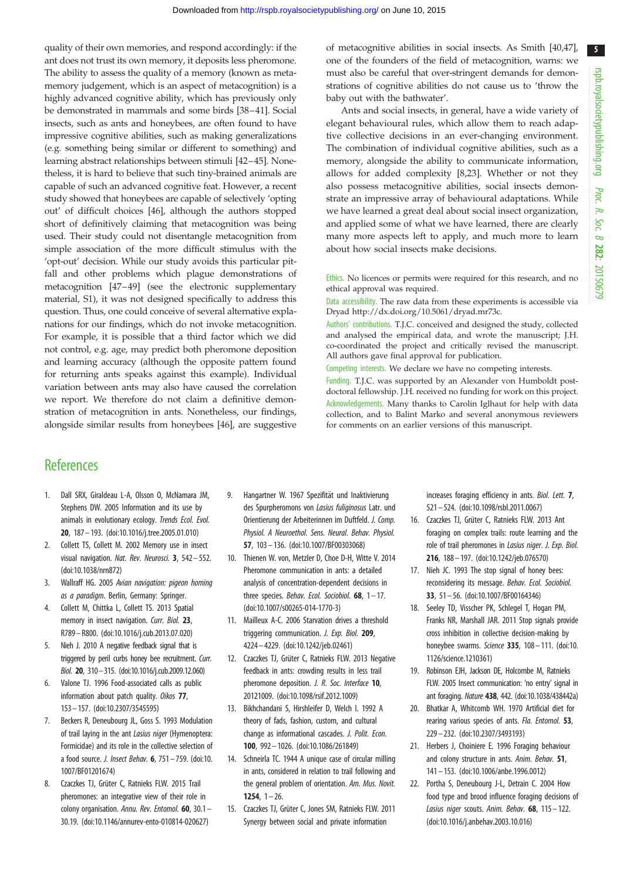quality of their own memories, and respond accordingly: if the ant does not trust its own memory, it deposits less pheromone. The ability to assess the quality of a memory (known as metamemory judgement, which is an aspect of metacognition) is a highly advanced cognitive ability, which has previously only be demonstrated in mammals and some birds [38–41]. Social insects, such as ants and honeybees, are often found to have impressive cognitive abilities, such as making generalizations (e.g. something being similar or different to something) and learning abstract relationships between stimuli [42–45]. Nonetheless, it is hard to believe that such tiny-brained animals are capable of such an advanced cognitive feat. However, a recent study showed that honeybees are capable of selectively 'opting out' of difficult choices [46], although the authors stopped short of definitively claiming that metacognition was being used. Their study could not disentangle metacognition from simple association of the more difficult stimulus with the 'opt-out' decision. While our study avoids this particular pitfall and other problems which plague demonstrations of metacognition [47–49] (see the electronic supplementary material, S1), it was not designed specifically to address this question. Thus, one could conceive of several alternative explanations for our findings, which do not invoke metacognition. For example, it is possible that a third factor which we did not control, e.g. age, may predict both pheromone deposition and learning accuracy (although the opposite pattern found for returning ants speaks against this example). Individual variation between ants may also have caused the correlation we report. We therefore do not claim a definitive demonstration of metacognition in ants. Nonetheless, our findings, alongside similar results from honeybees [46], are suggestive of metacognitive abilities in social insects. As Smith [40,47], one of the founders of the field of metacognition, warns: we must also be careful that over-stringent demands for demonstrations of cognitive abilities do not cause us to 'throw the baby out with the bathwater'.

Ants and social insects, in general, have a wide variety of elegant behavioural rules, which allow them to reach adaptive collective decisions in an ever-changing environment. The combination of individual cognitive abilities, such as a memory, alongside the ability to communicate information, allows for added complexity [8,23]. Whether or not they also possess metacognitive abilities, social insects demonstrate an impressive array of behavioural adaptations. While we have learned a great deal about social insect organization, and applied some of what we have learned, there are clearly many more aspects left to apply, and much more to learn about how social insects make decisions.

Ethics. No licences or permits were required for this research, and no ethical approval was required.

Data accessibility. The raw data from these experiments is accessible via Dryad http://dx.doi.org/10.5061/dryad.mr73c.

Authors' contributions. T.J.C. conceived and designed the study, collected and analysed the empirical data, and wrote the manuscript; J.H. co-coordinated the project and critically revised the manuscript. All authors gave final approval for publication.

Competing interests. We declare we have no competing interests.

Funding. T.J.C. was supported by an Alexander von Humboldt postdoctoral fellowship. J.H. received no funding for work on this project.

Acknowledgements. Many thanks to Carolin Iglhaut for help with data collection, and to Balint Marko and several anonymous reviewers for comments on an earlier versions of this manuscript.

## References

1. Dall SRX, Giraldeau L-A, Olsson O, McNamara JM, Stephens DW. 2005 Information and its use by animals in evolutionary ecology. *Trends Ecol. Evol.* **20**, 187–193. (doi:10.1016/j.tree.2005.01.010)
2. Collett TS, Collett M. 2002 Memory use in insect visual navigation. *Nat. Rev. Neurosci.* **3**, 542–552. (doi:10.1038/nrn872)
3. Wallraff HG. 2005 *Avian navigation: pigeon homing as a paradigm*. Berlin, Germany: Springer.
4. Collett M, Chittka L, Collett TS. 2013 Spatial memory in insect navigation. *Curr. Biol.* **23**, R789–R800. (doi:10.1016/j.cub.2013.07.020)
5. Nieh J. 2010 A negative feedback signal that is triggered by peril curbs honey bee recruitment. *Curr. Biol.* **20**, 310–315. (doi:10.1016/j.cub.2009.12.060)
6. Valone TJ. 1996 Food-associated calls as public information about patch quality. *Oikos* **77**, 153–157. (doi:10.2307/3545595)
7. Beckers R, Deneubourg JL, Goss S. 1993 Modulation of trail laying in the ant *Lasius niger* (Hymenoptera: Formicidae) and its role in the collective selection of a food source. *J. Insect Behav.* **6**, 751–759. (doi:10.1007/BF01201674)
8. Czaczkes TJ, Grüter C, Ratnieks FLW. 2015 Trail pheromones: an integrative view of their role in colony organisation. *Annu. Rev. Entomol.* **60**, 30.1–30.19. (doi:10.1146/annurev-ento-010814-020627)
9. Hangartner W. 1967 Spezifität und Inaktivierung des Spurpheromons von *Lasius fuliginosus* Latr. und Orientierung der Arbeiterinnen im Duftfeld. *J. Comp. Physiol. A Neuroethol. Sens. Neural. Behav. Physiol.* **57**, 103–136. (doi:10.1007/BF00303068)
10. Thienen W. von, Metzler D, Choe D-H, Witte V. 2014 Pheromone communication in ants: a detailed analysis of concentration-dependent decisions in three species. *Behav. Ecol. Sociobiol.* **68**, 1–17. (doi:10.1007/s00265-014-1770-3)
11. Mailleux A-C. 2006 Starvation drives a threshold triggering communication. *J. Exp. Biol.* **209**, 4224–4229. (doi:10.1242/jeb.02461)
12. Czaczkes TJ, Grüter C, Ratnieks FLW. 2013 Negative feedback in ants: crowding results in less trail pheromone deposition. *J. R. Soc. Interface* **10**, 20121009. (doi:10.1098/rsif.2012.1009)
13. Bikhchandani S, Hirshleifer D, Welch I. 1992 A theory of fads, fashion, custom, and cultural change as informational cascades. *J. Polit. Econ.* **100**, 992–1026. (doi:10.1086/261849)
14. Schneirla TC. 1944 A unique case of circular milling in ants, considered in relation to trail following and the general problem of orientation. *Am. Mus. Novit.* **1254**, 1–26.
15. Czaczkes TJ, Grüter C, Jones SM, Ratnieks FLW. 2011 Synergy between social and private information increases foraging efficiency in ants. *Biol. Lett.* **7**, 521–524. (doi:10.1098/rsbl.2011.0067)
16. Czaczkes TJ, Grüter C, Ratnieks FLW. 2013 Ant foraging on complex trails: route learning and the role of trail pheromones in *Lasius niger*. *J. Exp. Biol.* **216**, 188–197. (doi:10.1242/jeb.076570)
17. Nieh JC. 1993 The stop signal of honey bees: reconsidering its message. *Behav. Ecol. Sociobiol.* **33**, 51–56. (doi:10.1007/BF00164346)
18. Seeley TD, Visscher PK, Schlegel T, Hogan PM, Franks NR, Marshall JAR. 2011 Stop signals provide cross inhibition in collective decision-making by honeybee swarms. *Science* **335**, 108–111. (doi:10.1126/science.1210361)
19. Robinson EJH, Jackson DE, Holcombe M, Ratnieks FLW. 2005 Insect communication: 'no entry' signal in ant foraging. *Nature* **438**, 442. (doi:10.1038/438442a)
20. Bhatkar A, Whitcomb WH. 1970 Artificial diet for rearing various species of ants. *Fla. Entomol.* **53**, 229–232. (doi:10.2307/3493193)
21. Herbers J, Choiniere E. 1996 Foraging behaviour and colony structure in ants. *Anim. Behav.* **51**, 141–153. (doi:10.1006/anbe.1996.0012)
22. Portha S, Deneubourg J-L, Detrain C. 2004 How food type and brood influence foraging decisions of *Lasius niger* scouts. *Anim. Behav.* **68**, 115–122. (doi:10.1016/j.anbehav.2003.10.016)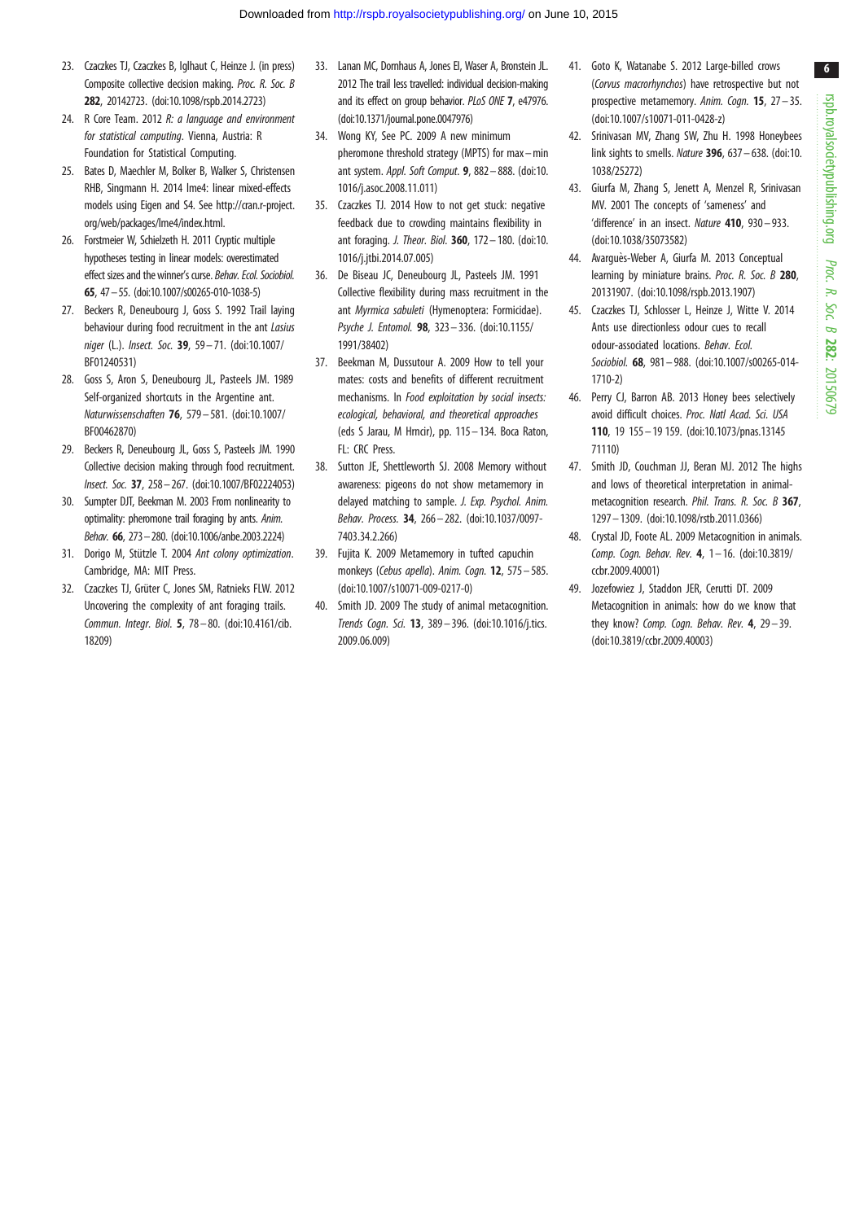23. Czaczkes TJ, Czaczkes B, Iglhaut C, Heinze J. (in press) Composite collective decision making. *Proc. R. Soc. B* **282**, 20142723. (doi:10.1098/rspb.2014.2723)
24. R Core Team. 2012 *R: a language and environment for statistical computing*. Vienna, Austria: R Foundation for Statistical Computing.
25. Bates D, Maechler M, Bolker B, Walker S, Christensen RHB, Singmann H. 2014 lme4: linear mixed-effects models using Eigen and S4. See http://cran.r-project.org/web/packages/lme4/index.html.
26. Forstmeier W, Schielzeth H. 2011 Cryptic multiple hypotheses testing in linear models: overestimated effect sizes and the winner's curse. *Behav. Ecol. Sociobiol.* **65**, 47–55. (doi:10.1007/s00265-010-1038-5)
27. Beckers R, Deneubourg J, Goss S. 1992 Trail laying behaviour during food recruitment in the ant *Lasius niger* (L.). *Insect. Soc.* **39**, 59–71. (doi:10.1007/BF01240531)
28. Goss S, Aron S, Deneubourg JL, Pasteels JM. 1989 Self-organized shortcuts in the Argentine ant. *Naturwissenschaften* **76**, 579–581. (doi:10.1007/BF00462870)
29. Beckers R, Deneubourg JL, Goss S, Pasteels JM. 1990 Collective decision making through food recruitment. *Insect. Soc.* **37**, 258–267. (doi:10.1007/BF02224053)
30. Sumpter DJT, Beekman M. 2003 From nonlinearity to optimality: pheromone trail foraging by ants. *Anim. Behav.* **66**, 273–280. (doi:10.1006/anbe.2003.2224)
31. Dorigo M, Stützle T. 2004 *Ant colony optimization*. Cambridge, MA: MIT Press.
32. Czaczkes TJ, Grüter C, Jones SM, Ratnieks FLW. 2012 Uncovering the complexity of ant foraging trails. *Commun. Integr. Biol.* **5**, 78–80. (doi:10.4161/cib.18209)
33. Lanan MC, Dornhaus A, Jones EI, Waser A, Bronstein JL. 2012 The trail less travelled: individual decision-making and its effect on group behavior. *PLoS ONE* **7**, e47976. (doi:10.1371/journal.pone.0047976)
34. Wong KY, See PC. 2009 A new minimum pheromone threshold strategy (MPTS) for max–min ant system. *Appl. Soft Comput.* **9**, 882–888. (doi:10.1016/j.asoc.2008.11.011)
35. Czaczkes TJ. 2014 How to not get stuck: negative feedback due to crowding maintains flexibility in ant foraging. *J. Theor. Biol.* **360**, 172–180. (doi:10.1016/j.jtbi.2014.07.005)
36. De Biseau JC, Deneubourg JL, Pasteels JM. 1991 Collective flexibility during mass recruitment in the ant *Myrmica sabuleti* (Hymenoptera: Formicidae). *Psyche J. Entomol.* **98**, 323–336. (doi:10.1155/1991/38402)
37. Beekman M, Dussutour A. 2009 How to tell your mates: costs and benefits of different recruitment mechanisms. In *Food exploitation by social insects: ecological, behavioral, and theoretical approaches* (eds S Jarau, M Hrncir), pp. 115–134. Boca Raton, FL: CRC Press.
38. Sutton JE, Shettleworth SJ. 2008 Memory without awareness: pigeons do not show metamemory in delayed matching to sample. *J. Exp. Psychol. Anim. Behav. Process.* **34**, 266–282. (doi:10.1037/0097-7403.34.2.266)
39. Fujita K. 2009 Metamemory in tufted capuchin monkeys (*Cebus apella*). *Anim. Cogn.* **12**, 575–585. (doi:10.1007/s10071-009-0217-0)
40. Smith JD. 2009 The study of animal metacognition. *Trends Cogn. Sci.* **13**, 389–396. (doi:10.1016/j.tics.2009.06.009)
41. Goto K, Watanabe S. 2012 Large-billed crows (*Corvus macrorhynchos*) have retrospective but not prospective metamemory. *Anim. Cogn.* **15**, 27–35. (doi:10.1007/s10071-011-0428-z)
42. Srinivasan MV, Zhang SW, Zhu H. 1998 Honeybees link sights to smells. *Nature* **396**, 637–638. (doi:10.1038/25272)
43. Giurfa M, Zhang S, Jenett A, Menzel R, Srinivasan MV. 2001 The concepts of 'sameness' and 'difference' in an insect. *Nature* **410**, 930–933. (doi:10.1038/35073582)
44. Avarguès-Weber A, Giurfa M. 2013 Conceptual learning by miniature brains. *Proc. R. Soc. B* **280**, 20131907. (doi:10.1098/rspb.2013.1907)
45. Czaczkes TJ, Schlosser L, Heinze J, Witte V. 2014 Ants use directionless odour cues to recall odour-associated locations. *Behav. Ecol. Sociobiol.* **68**, 981–988. (doi:10.1007/s00265-014-1710-2)
46. Perry CJ, Barron AB. 2013 Honey bees selectively avoid difficult choices. *Proc. Natl Acad. Sci. USA* **110**, 19 155–19 159. (doi:10.1073/pnas.1314571110)
47. Smith JD, Couchman JJ, Beran MJ. 2012 The highs and lows of theoretical interpretation in animal-metacognition research. *Phil. Trans. R. Soc. B* **367**, 1297–1309. (doi:10.1098/rstb.2011.0366)
48. Crystal JD, Foote AL. 2009 Metacognition in animals. *Comp. Cogn. Behav. Rev.* **4**, 1–16. (doi:10.3819/ccbr.2009.40001)
49. Jozefowiez J, Staddon JER, Cerutti DT. 2009 Metacognition in animals: how do we know that they know? *Comp. Cogn. Behav. Rev.* **4**, 29–39. (doi:10.3819/ccbr.2009.40003)